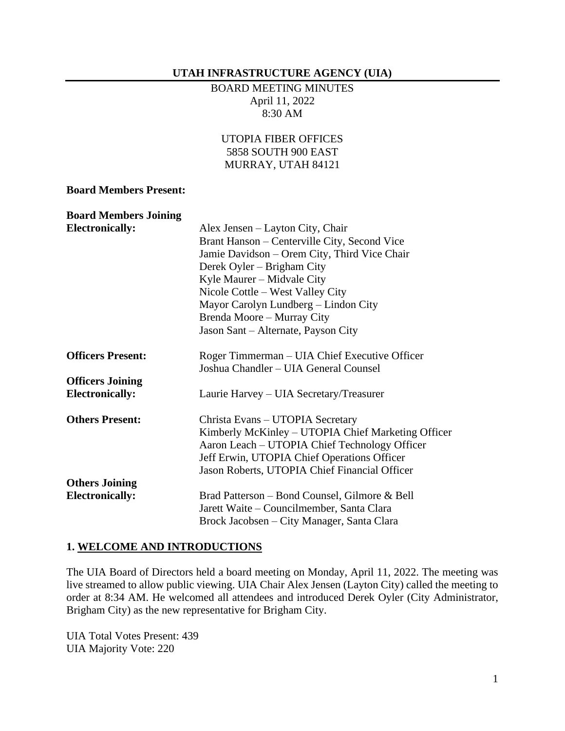## UTAH INFRASTRUCTURE AGENCY (UIA)

BOARD MEETING MINUTES
April 11, 2022
8:30 AM

UTOPIA FIBER OFFICES
5858 SOUTH 900 EAST
MURRAY, UTAH 84121

**Board Members Present:**

**Board Members Joining Electronically:**
Alex Jensen – Layton City, Chair
Brant Hanson – Centerville City, Second Vice
Jamie Davidson – Orem City, Third Vice Chair
Derek Oyler – Brigham City
Kyle Maurer – Midvale City
Nicole Cottle – West Valley City
Mayor Carolyn Lundberg – Lindon City
Brenda Moore – Murray City
Jason Sant – Alternate, Payson City

**Officers Present:**
Roger Timmerman – UIA Chief Executive Officer
Joshua Chandler – UIA General Counsel

**Officers Joining Electronically:**
Laurie Harvey – UIA Secretary/Treasurer

**Others Present:**
Christa Evans – UTOPIA Secretary
Kimberly McKinley – UTOPIA Chief Marketing Officer
Aaron Leach – UTOPIA Chief Technology Officer
Jeff Erwin, UTOPIA Chief Operations Officer
Jason Roberts, UTOPIA Chief Financial Officer

**Others Joining Electronically:**
Brad Patterson – Bond Counsel, Gilmore & Bell
Jarett Waite – Councilmember, Santa Clara
Brock Jacobsen – City Manager, Santa Clara

### 1. WELCOME AND INTRODUCTIONS

The UIA Board of Directors held a board meeting on Monday, April 11, 2022. The meeting was live streamed to allow public viewing. UIA Chair Alex Jensen (Layton City) called the meeting to order at 8:34 AM. He welcomed all attendees and introduced Derek Oyler (City Administrator, Brigham City) as the new representative for Brigham City.

UIA Total Votes Present: 439
UIA Majority Vote: 220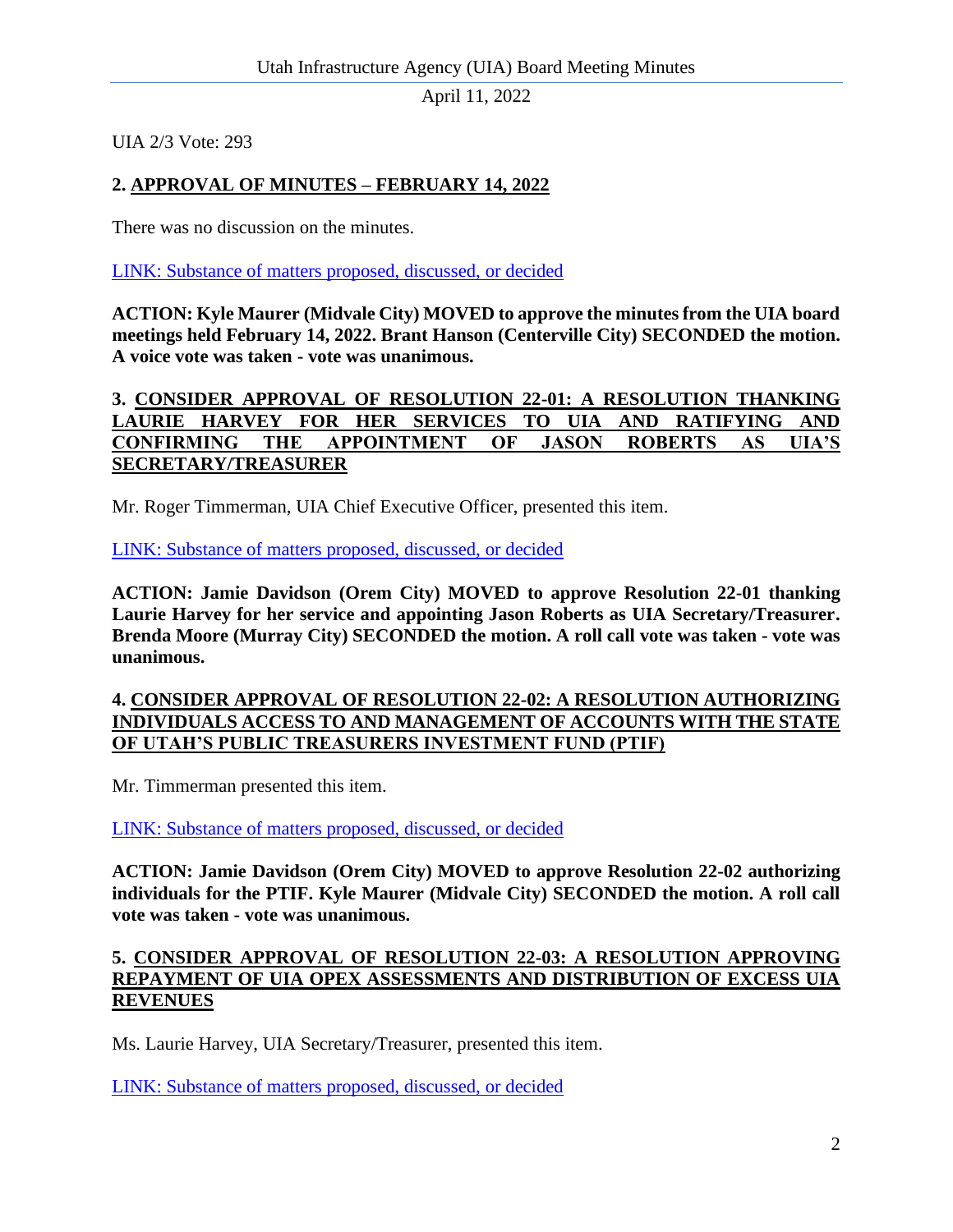UIA 2/3 Vote: 293

**2. APPROVAL OF MINUTES – FEBRUARY 14, 2022**

There was no discussion on the minutes.

LINK: Substance of matters proposed, discussed, or decided

**ACTION: Kyle Maurer (Midvale City) MOVED to approve the minutes from the UIA board meetings held February 14, 2022. Brant Hanson (Centerville City) SECONDED the motion. A voice vote was taken - vote was unanimous.**

**3. CONSIDER APPROVAL OF RESOLUTION 22-01: A RESOLUTION THANKING LAURIE HARVEY FOR HER SERVICES TO UIA AND RATIFYING AND CONFIRMING THE APPOINTMENT OF JASON ROBERTS AS UIA'S SECRETARY/TREASURER**

Mr. Roger Timmerman, UIA Chief Executive Officer, presented this item.

LINK: Substance of matters proposed, discussed, or decided

**ACTION: Jamie Davidson (Orem City) MOVED to approve Resolution 22-01 thanking Laurie Harvey for her service and appointing Jason Roberts as UIA Secretary/Treasurer. Brenda Moore (Murray City) SECONDED the motion. A roll call vote was taken - vote was unanimous.**

**4. CONSIDER APPROVAL OF RESOLUTION 22-02: A RESOLUTION AUTHORIZING INDIVIDUALS ACCESS TO AND MANAGEMENT OF ACCOUNTS WITH THE STATE OF UTAH'S PUBLIC TREASURERS INVESTMENT FUND (PTIF)**

Mr. Timmerman presented this item.

LINK: Substance of matters proposed, discussed, or decided

**ACTION: Jamie Davidson (Orem City) MOVED to approve Resolution 22-02 authorizing individuals for the PTIF. Kyle Maurer (Midvale City) SECONDED the motion. A roll call vote was taken - vote was unanimous.**

**5. CONSIDER APPROVAL OF RESOLUTION 22-03: A RESOLUTION APPROVING REPAYMENT OF UIA OPEX ASSESSMENTS AND DISTRIBUTION OF EXCESS UIA REVENUES**

Ms. Laurie Harvey, UIA Secretary/Treasurer, presented this item.

LINK: Substance of matters proposed, discussed, or decided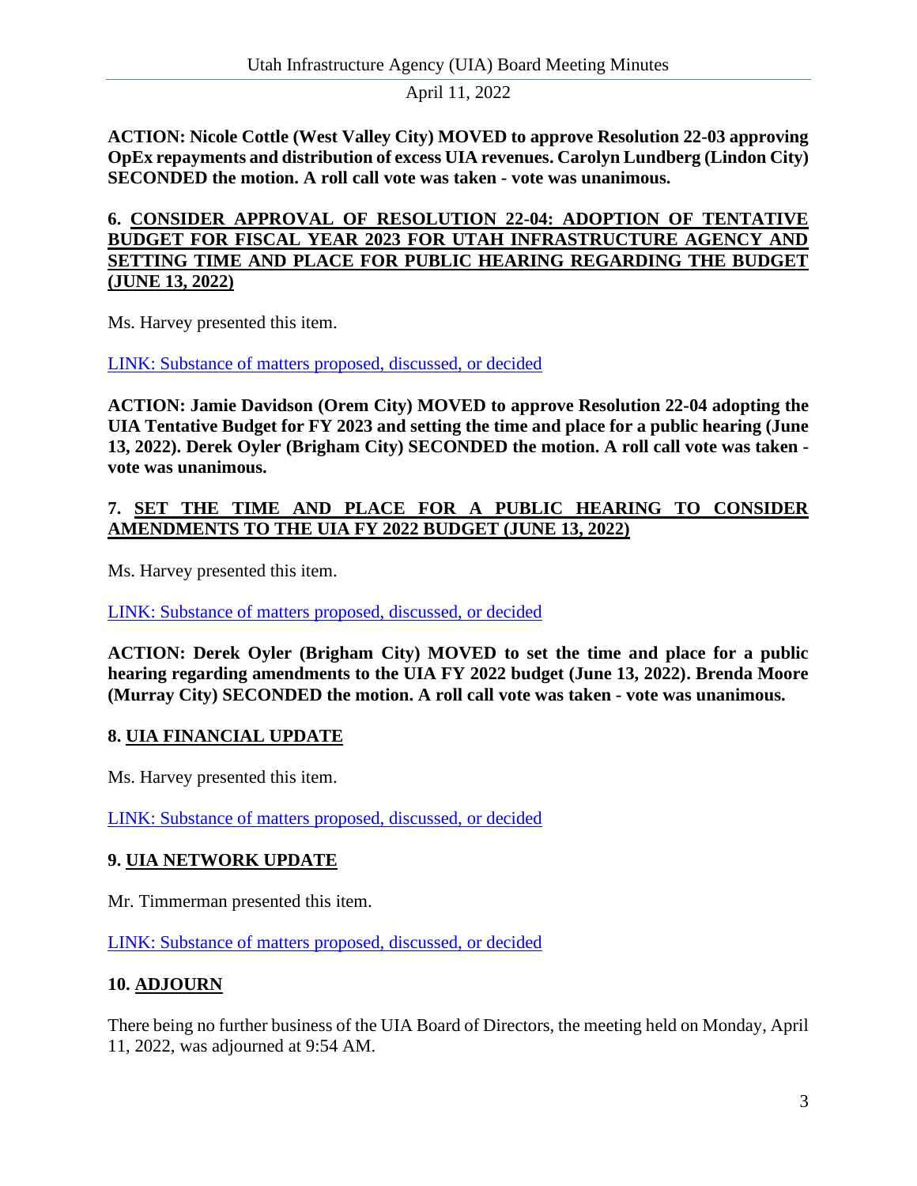**ACTION: Nicole Cottle (West Valley City) MOVED to approve Resolution 22-03 approving OpEx repayments and distribution of excess UIA revenues. Carolyn Lundberg (Lindon City) SECONDED the motion. A roll call vote was taken - vote was unanimous.**

## 6. CONSIDER APPROVAL OF RESOLUTION 22-04: ADOPTION OF TENTATIVE BUDGET FOR FISCAL YEAR 2023 FOR UTAH INFRASTRUCTURE AGENCY AND SETTING TIME AND PLACE FOR PUBLIC HEARING REGARDING THE BUDGET (JUNE 13, 2022)

Ms. Harvey presented this item.

LINK: Substance of matters proposed, discussed, or decided

**ACTION: Jamie Davidson (Orem City) MOVED to approve Resolution 22-04 adopting the UIA Tentative Budget for FY 2023 and setting the time and place for a public hearing (June 13, 2022). Derek Oyler (Brigham City) SECONDED the motion. A roll call vote was taken - vote was unanimous.**

## 7. SET THE TIME AND PLACE FOR A PUBLIC HEARING TO CONSIDER AMENDMENTS TO THE UIA FY 2022 BUDGET (JUNE 13, 2022)

Ms. Harvey presented this item.

LINK: Substance of matters proposed, discussed, or decided

**ACTION: Derek Oyler (Brigham City) MOVED to set the time and place for a public hearing regarding amendments to the UIA FY 2022 budget (June 13, 2022). Brenda Moore (Murray City) SECONDED the motion. A roll call vote was taken - vote was unanimous.**

## 8. UIA FINANCIAL UPDATE

Ms. Harvey presented this item.

LINK: Substance of matters proposed, discussed, or decided

## 9. UIA NETWORK UPDATE

Mr. Timmerman presented this item.

LINK: Substance of matters proposed, discussed, or decided

## 10. ADJOURN

There being no further business of the UIA Board of Directors, the meeting held on Monday, April 11, 2022, was adjourned at 9:54 AM.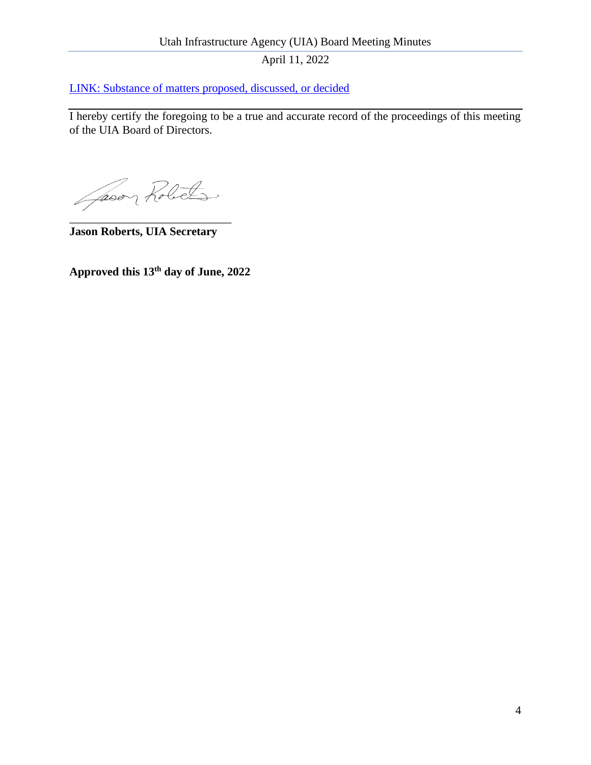LINK: Substance of matters proposed, discussed, or decided

---

I hereby certify the foregoing to be a true and accurate record of the proceedings of this meeting of the UIA Board of Directors.

\_\_\_\_\_\_\_\_\_\_\_\_\_\_\_\_\_\_\_\_\_\_\_\_\_\_\_\_\_\_

**Jason Roberts, UIA Secretary**

**Approved this 13th day of June, 2022**